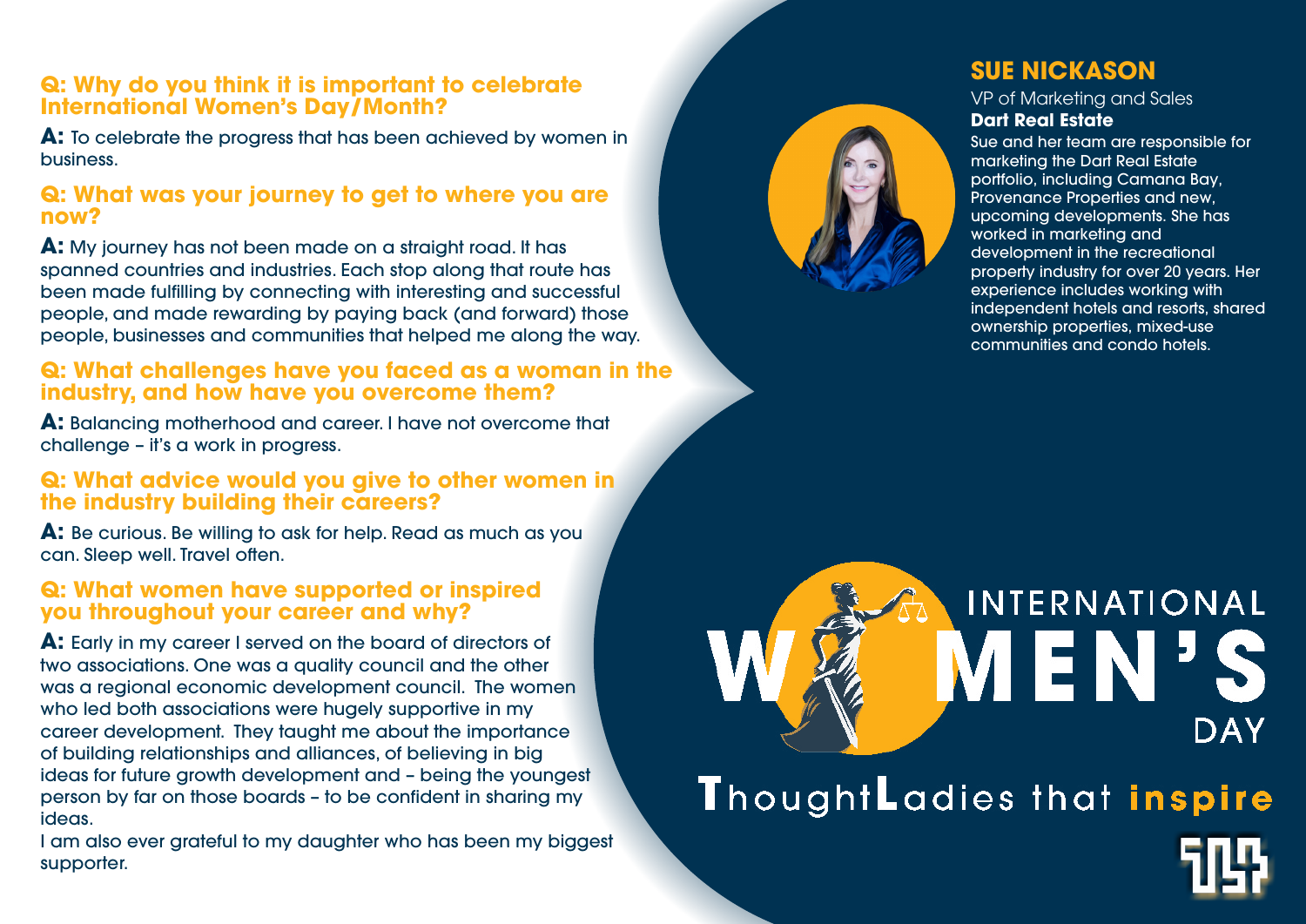## SUE NICKASON

VP of Marketing and Sales

**Dart Real Estate**

Sue and her team are responsible for marketing the Dart Real Estate portfolio, including Camana Bay, Provenance Properties and new, upcoming developments. She has worked in marketing and development in the recreational property industry for over 20 years. Her experience includes working with independent hotels and resorts, shared ownership properties, mixed-use communities and condo hotels.

### Q: Why do you think it is important to celebrate International Women's Day/Month?

**A:** To celebrate the progress that has been achieved by women in business.

### Q: What was your journey to get to where you are now?

**A:** My journey has not been made on a straight road. It has spanned countries and industries. Each stop along that route has been made fulfilling by connecting with interesting and successful people, and made rewarding by paying back (and forward) those people, businesses and communities that helped me along the way.

### Q: What challenges have you faced as a woman in the industry, and how have you overcome them?

**A:** Balancing motherhood and career. I have not overcome that challenge – it's a work in progress.

### Q: What advice would you give to other women in the industry building their careers?

**A:** Be curious. Be willing to ask for help. Read as much as you can. Sleep well. Travel often.

### Q: What women have supported or inspired you throughout your career and why?

**A:** Early in my career I served on the board of directors of two associations. One was a quality council and the other was a regional economic development council. The women who led both associations were hugely supportive in my career development. They taught me about the importance of building relationships and alliances, of believing in big ideas for future growth development and – being the youngest person by far on those boards – to be confident in sharing my ideas.

I am also ever grateful to my daughter who has been my biggest supporter.

INTERNATIONAL WOMEN'S DAY

ThoughtLadies that **inspire**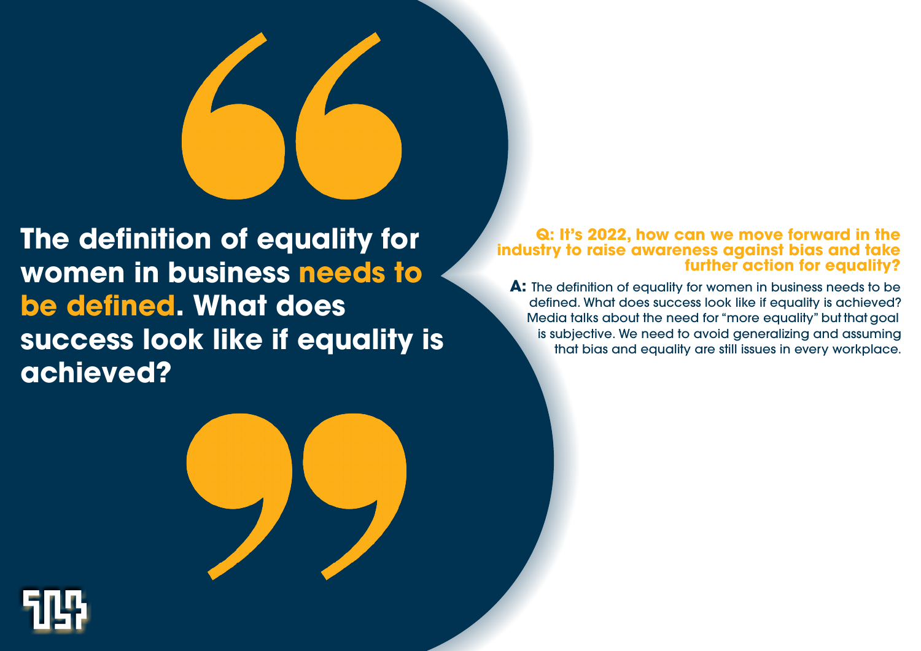**The definition of equality for women in business needs to be defined. What does success look like if equality is achieved?**

**Q: It's 2022, how can we move forward in the industry to raise awareness against bias and take further action for equality?**

**A:** The definition of equality for women in business needs to be defined. What does success look like if equality is achieved? Media talks about the need for "more equality" but that goal is subjective. We need to avoid generalizing and assuming that bias and equality are still issues in every workplace.